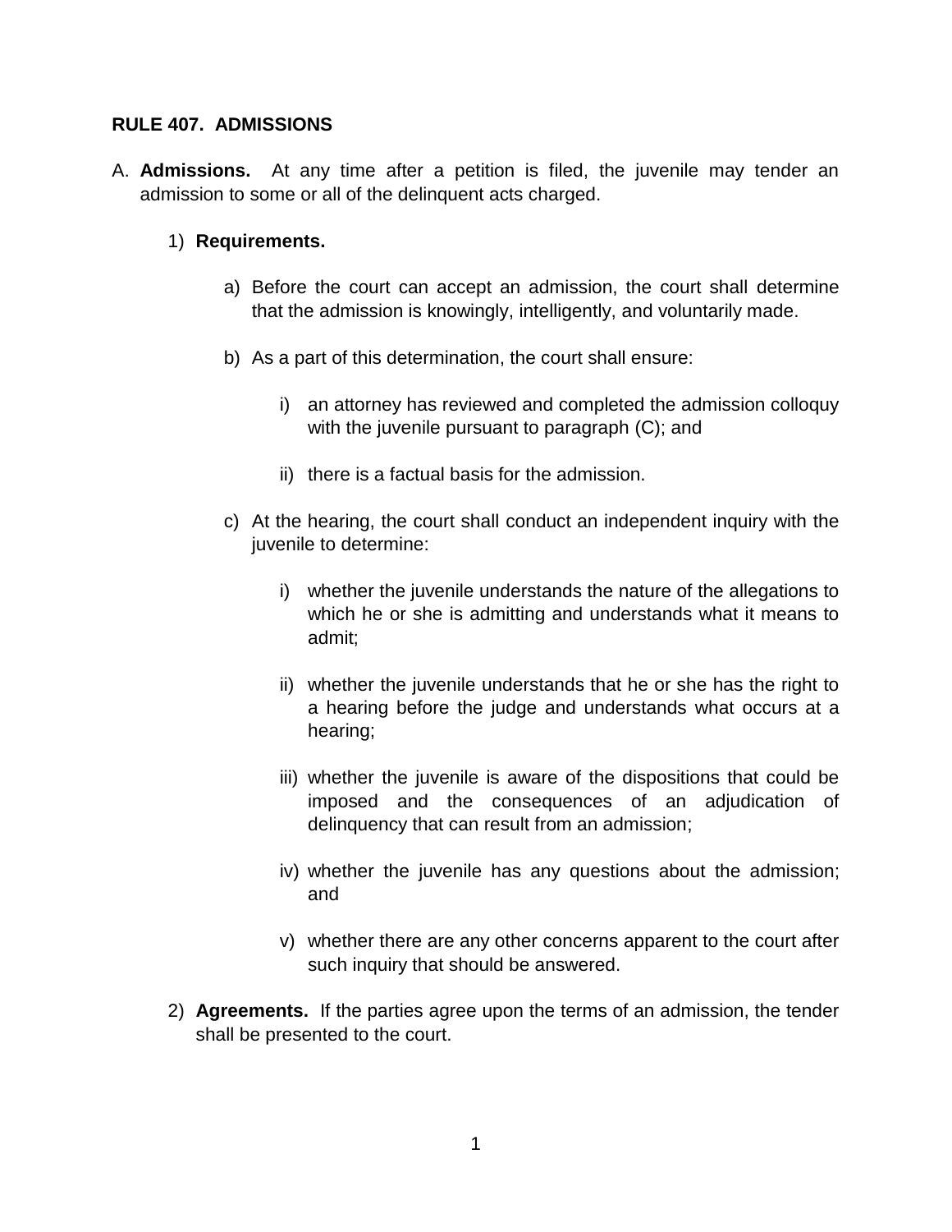## RULE 407. ADMISSIONS

A. **Admissions.** At any time after a petition is filed, the juvenile may tender an admission to some or all of the delinquent acts charged.

   1) **Requirements.**

      a) Before the court can accept an admission, the court shall determine that the admission is knowingly, intelligently, and voluntarily made.

      b) As a part of this determination, the court shall ensure:

         i) an attorney has reviewed and completed the admission colloquy with the juvenile pursuant to paragraph (C); and

         ii) there is a factual basis for the admission.

      c) At the hearing, the court shall conduct an independent inquiry with the juvenile to determine:

         i) whether the juvenile understands the nature of the allegations to which he or she is admitting and understands what it means to admit;

         ii) whether the juvenile understands that he or she has the right to a hearing before the judge and understands what occurs at a hearing;

         iii) whether the juvenile is aware of the dispositions that could be imposed and the consequences of an adjudication of delinquency that can result from an admission;

         iv) whether the juvenile has any questions about the admission; and

         v) whether there are any other concerns apparent to the court after such inquiry that should be answered.

   2) **Agreements.** If the parties agree upon the terms of an admission, the tender shall be presented to the court.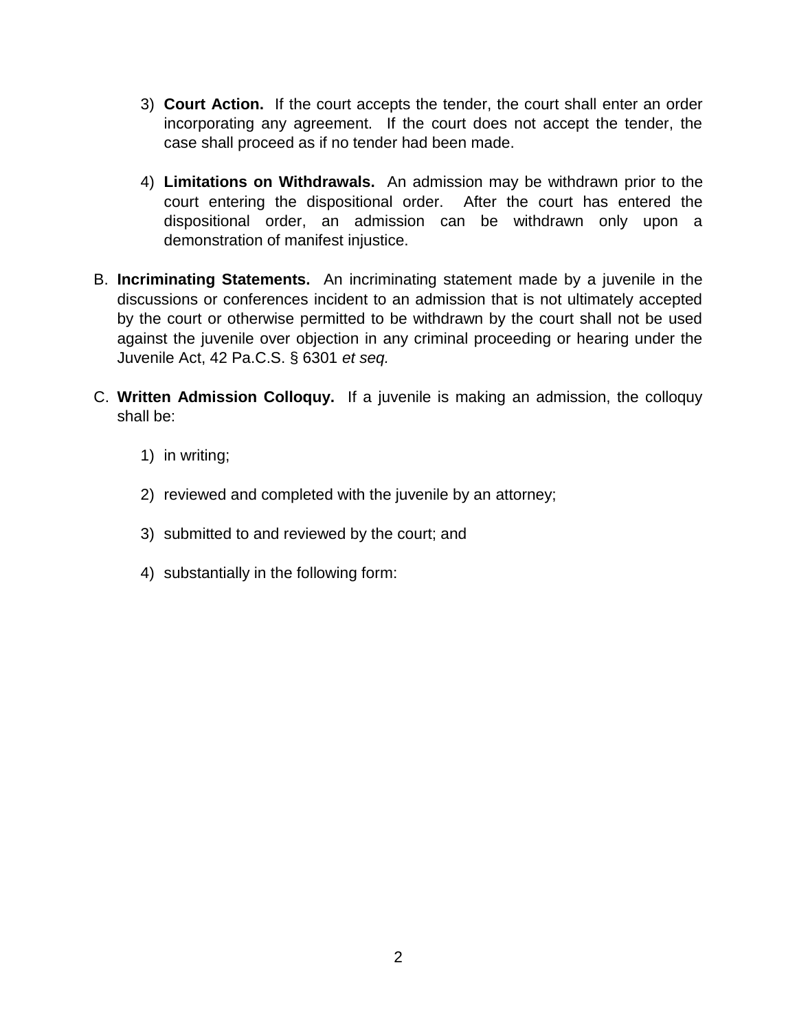3) **Court Action.** If the court accepts the tender, the court shall enter an order incorporating any agreement. If the court does not accept the tender, the case shall proceed as if no tender had been made.

4) **Limitations on Withdrawals.** An admission may be withdrawn prior to the court entering the dispositional order. After the court has entered the dispositional order, an admission can be withdrawn only upon a demonstration of manifest injustice.

B. **Incriminating Statements.** An incriminating statement made by a juvenile in the discussions or conferences incident to an admission that is not ultimately accepted by the court or otherwise permitted to be withdrawn by the court shall not be used against the juvenile over objection in any criminal proceeding or hearing under the Juvenile Act, 42 Pa.C.S. § 6301 *et seq.*

C. **Written Admission Colloquy.** If a juvenile is making an admission, the colloquy shall be:

1) in writing;

2) reviewed and completed with the juvenile by an attorney;

3) submitted to and reviewed by the court; and

4) substantially in the following form: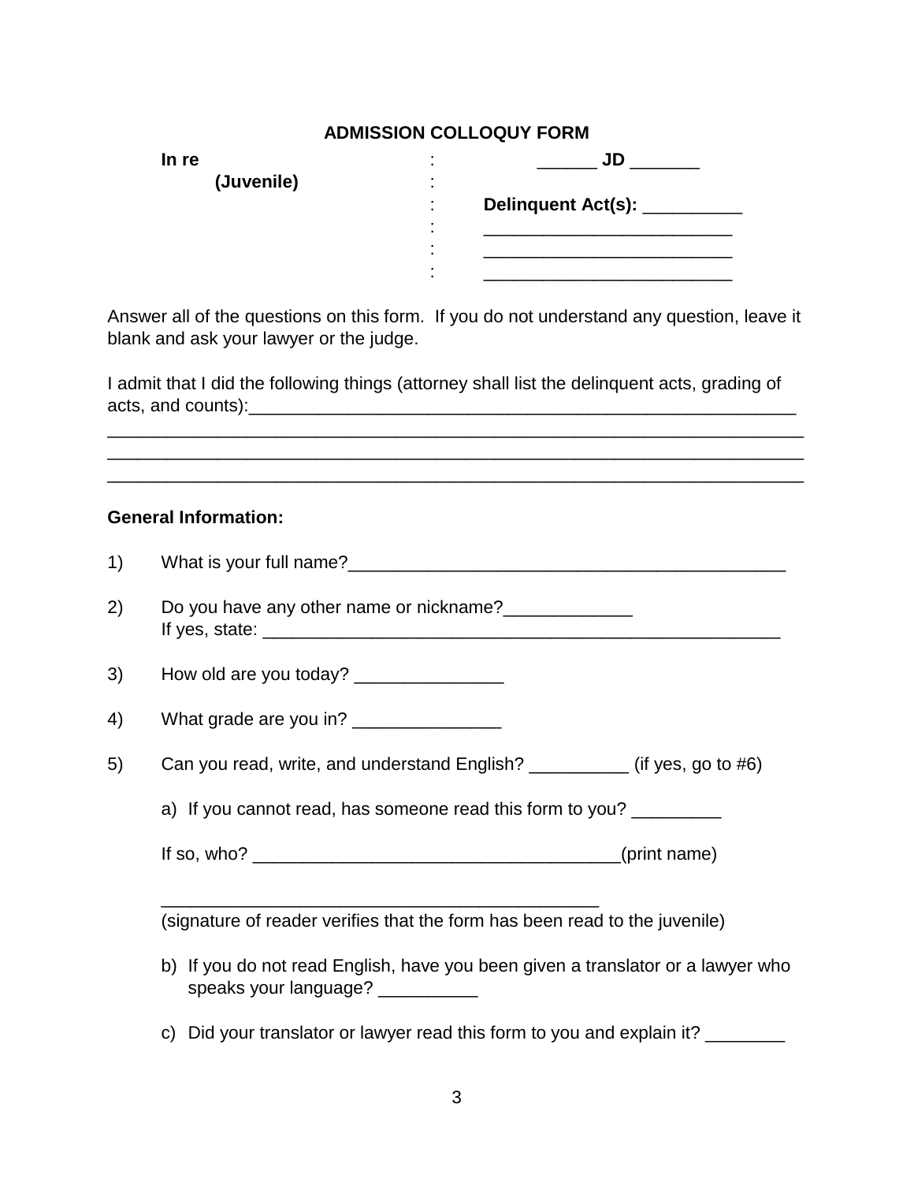## ADMISSION COLLOQUY FORM

| | | |
|---|---|---|
| **In re** | : | ______ **JD** _______ |
| **(Juvenile)** | : | |
| | : | **Delinquent Act(s):** __________ |
| | : | _________________________ |
| | : | _________________________ |
| | : | _________________________ |

Answer all of the questions on this form. If you do not understand any question, leave it blank and ask your lawyer or the judge.

I admit that I did the following things (attorney shall list the delinquent acts, grading of acts, and counts):__________________________________________________________
________________________________________________________________________
________________________________________________________________________
________________________________________________________________________

**General Information:**

1) What is your full name?_____________________________________________

2) Do you have any other name or nickname?_____________
If yes, state: ______________________________________________________

3) How old are you today? _______________

4) What grade are you in? _______________

5) Can you read, write, and understand English? __________ (if yes, go to #6)

a) If you cannot read, has someone read this form to you? _________

If so, who? _____________________________________(print name)

_____________________________________________
(signature of reader verifies that the form has been read to the juvenile)

b) If you do not read English, have you been given a translator or a lawyer who speaks your language? __________

c) Did your translator or lawyer read this form to you and explain it? ________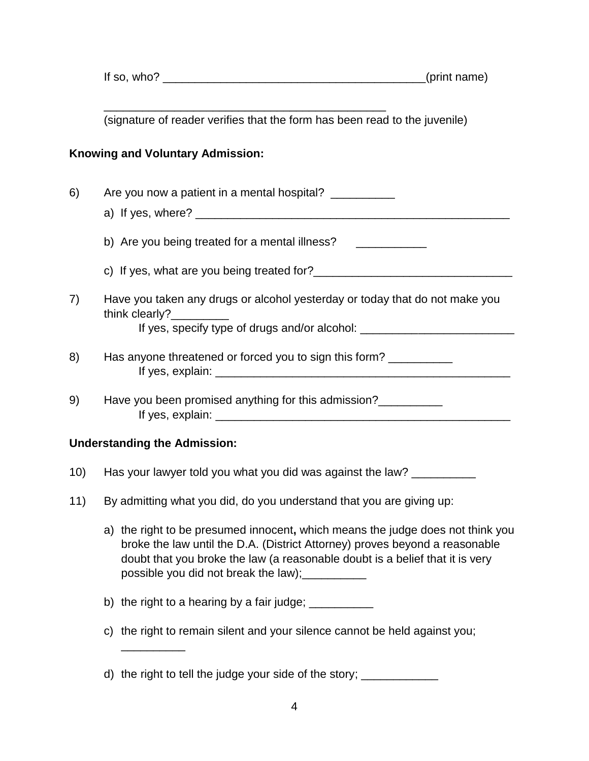If so, who? _________________________________________(print name)

_____________________________________________
(signature of reader verifies that the form has been read to the juvenile)

**Knowing and Voluntary Admission:**

6) Are you now a patient in a mental hospital? __________

   a) If yes, where? __________________________________________________

   b) Are you being treated for a mental illness? ___________

   c) If yes, what are you being treated for?_______________________________

7) Have you taken any drugs or alcohol yesterday or today that do not make you think clearly?_________
   If yes, specify type of drugs and/or alcohol: ________________________

8) Has anyone threatened or forced you to sign this form? __________
   If yes, explain: _______________________________________________

9) Have you been promised anything for this admission?__________
   If yes, explain: _______________________________________________

**Understanding the Admission:**

10) Has your lawyer told you what you did was against the law? __________

11) By admitting what you did, do you understand that you are giving up:

   a) the right to be presumed innocent**,** which means the judge does not think you broke the law until the D.A. (District Attorney) proves beyond a reasonable doubt that you broke the law (a reasonable doubt is a belief that it is very possible you did not break the law);__________

   b) the right to a hearing by a fair judge; __________

   c) the right to remain silent and your silence cannot be held against you; __________

   d) the right to tell the judge your side of the story; ____________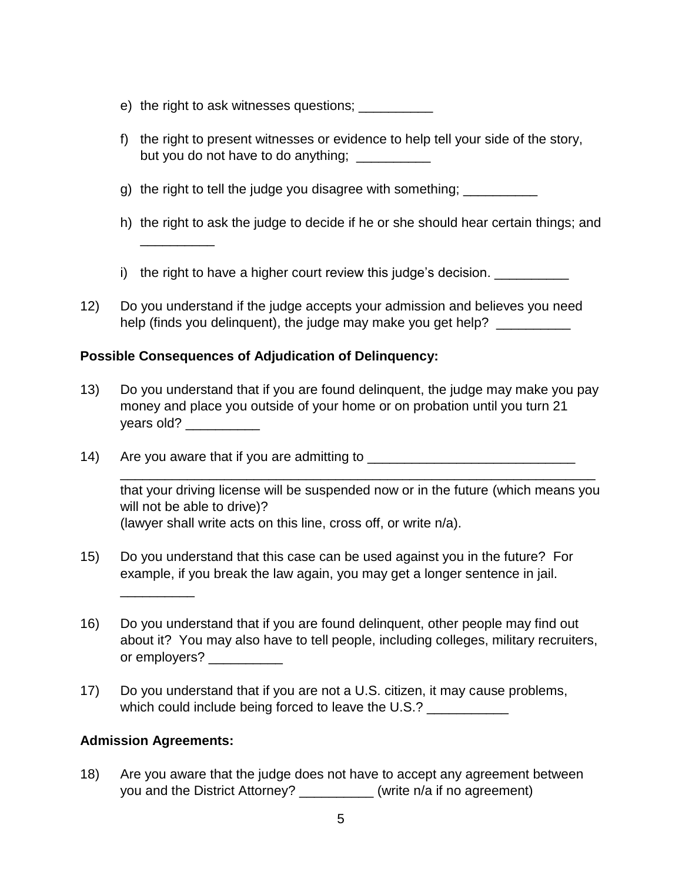e) the right to ask witnesses questions; __________

f) the right to present witnesses or evidence to help tell your side of the story, but you do not have to do anything; __________

g) the right to tell the judge you disagree with something; __________

h) the right to ask the judge to decide if he or she should hear certain things; and __________

i) the right to have a higher court review this judge's decision. __________

12) Do you understand if the judge accepts your admission and believes you need help (finds you delinquent), the judge may make you get help? __________

**Possible Consequences of Adjudication of Delinquency:**

13) Do you understand that if you are found delinquent, the judge may make you pay money and place you outside of your home or on probation until you turn 21 years old? __________

14) Are you aware that if you are admitting to ____________________________ ________________________________________________________________ that your driving license will be suspended now or in the future (which means you will not be able to drive)?
(lawyer shall write acts on this line, cross off, or write n/a).

15) Do you understand that this case can be used against you in the future? For example, if you break the law again, you may get a longer sentence in jail. __________

16) Do you understand that if you are found delinquent, other people may find out about it? You may also have to tell people, including colleges, military recruiters, or employers? __________

17) Do you understand that if you are not a U.S. citizen, it may cause problems, which could include being forced to leave the U.S.? ___________

**Admission Agreements:**

18) Are you aware that the judge does not have to accept any agreement between you and the District Attorney? __________ (write n/a if no agreement)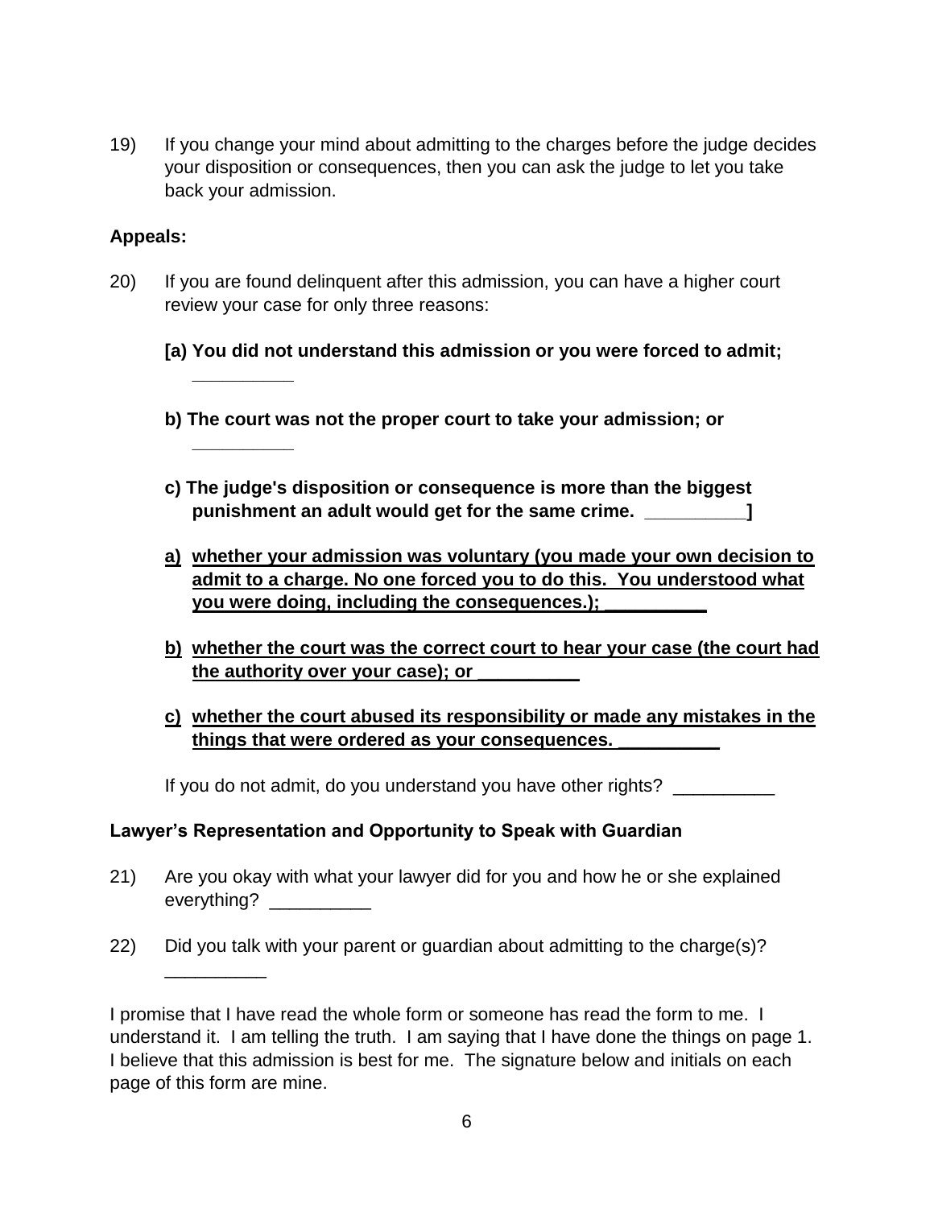19) If you change your mind about admitting to the charges before the judge decides your disposition or consequences, then you can ask the judge to let you take back your admission.

**Appeals:**

20) If you are found delinquent after this admission, you can have a higher court review your case for only three reasons:

**[a) You did not understand this admission or you were forced to admit; __________**

**b) The court was not the proper court to take your admission; or __________**

**c) The judge's disposition or consequence is more than the biggest punishment an adult would get for the same crime. __________]**

<u>**a) whether your admission was voluntary (you made your own decision to admit to a charge. No one forced you to do this. You understood what you were doing, including the consequences.); __________**</u>

<u>**b) whether the court was the correct court to hear your case (the court had the authority over your case); or __________**</u>

<u>**c) whether the court abused its responsibility or made any mistakes in the things that were ordered as your consequences. __________**</u>

If you do not admit, do you understand you have other rights? __________

**Lawyer's Representation and Opportunity to Speak with Guardian**

21) Are you okay with what your lawyer did for you and how he or she explained everything? __________

22) Did you talk with your parent or guardian about admitting to the charge(s)? __________

I promise that I have read the whole form or someone has read the form to me. I understand it. I am telling the truth. I am saying that I have done the things on page 1. I believe that this admission is best for me. The signature below and initials on each page of this form are mine.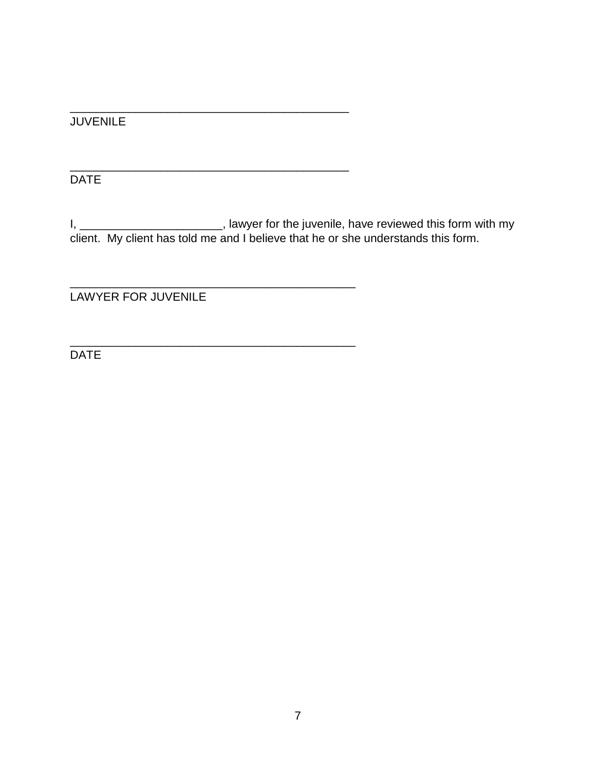______________________________________________
JUVENILE

______________________________________________
DATE

I, ______________________, lawyer for the juvenile, have reviewed this form with my client. My client has told me and I believe that he or she understands this form.

_______________________________________________
LAWYER FOR JUVENILE

_______________________________________________
DATE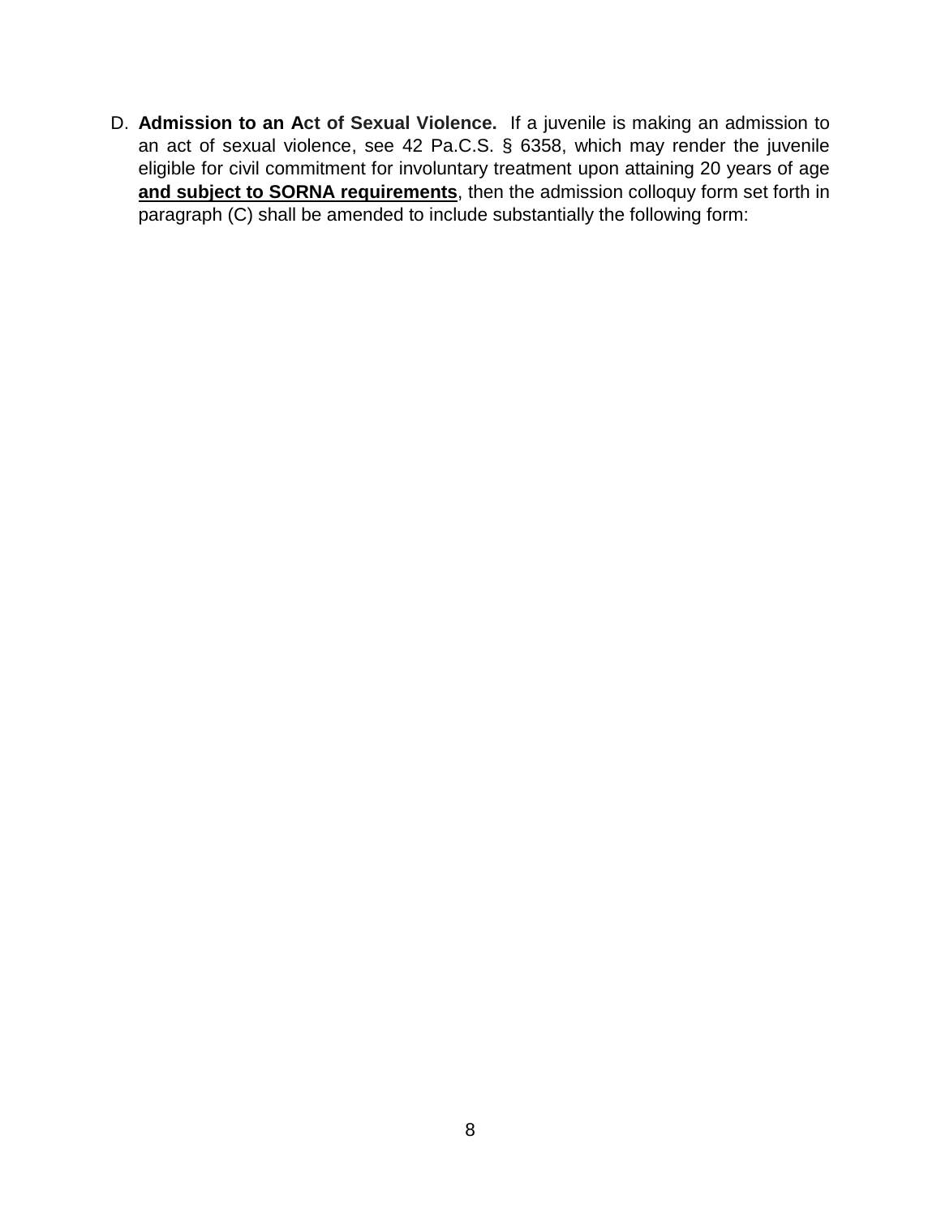D. **Admission to an Act of Sexual Violence.** If a juvenile is making an admission to an act of sexual violence, see 42 Pa.C.S. § 6358, which may render the juvenile eligible for civil commitment for involuntary treatment upon attaining 20 years of age <u>**and subject to SORNA requirements**</u>, then the admission colloquy form set forth in paragraph (C) shall be amended to include substantially the following form: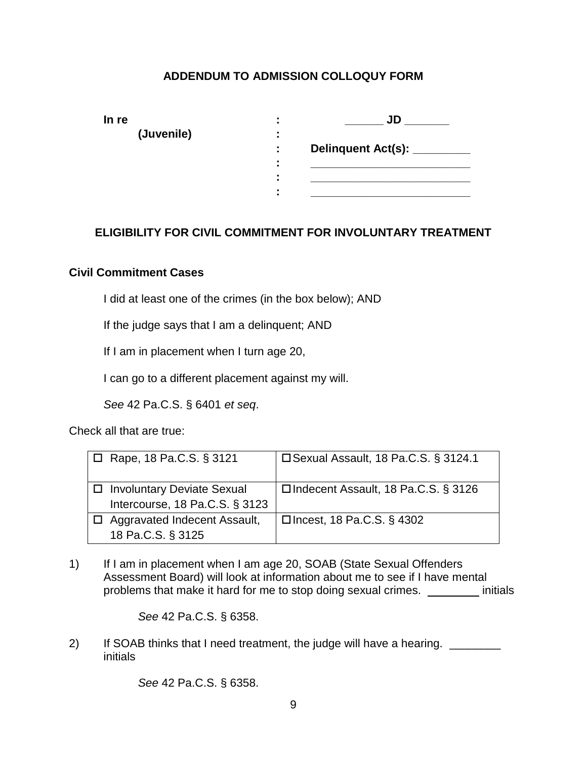## ADDENDUM TO ADMISSION COLLOQUY FORM

**In re** : ______ **JD** _______
**(Juvenile)** :
: **Delinquent Act(s):** _________
: _________________________
: _________________________
: _________________________

## ELIGIBILITY FOR CIVIL COMMITMENT FOR INVOLUNTARY TREATMENT

### Civil Commitment Cases

I did at least one of the crimes (in the box below); AND

If the judge says that I am a delinquent; AND

If I am in placement when I turn age 20,

I can go to a different placement against my will.

*See* 42 Pa.C.S. § 6401 *et seq*.

Check all that are true:

| | |
|---|---|
| ☐ Rape, 18 Pa.C.S. § 3121 | ☐ Sexual Assault, 18 Pa.C.S. § 3124.1 |
| ☐ Involuntary Deviate Sexual Intercourse, 18 Pa.C.S. § 3123 | ☐ Indecent Assault, 18 Pa.C.S. § 3126 |
| ☐ Aggravated Indecent Assault, 18 Pa.C.S. § 3125 | ☐ Incest, 18 Pa.C.S. § 4302 |

1) If I am in placement when I am age 20, SOAB (State Sexual Offenders Assessment Board) will look at information about me to see if I have mental problems that make it hard for me to stop doing sexual crimes. ________ initials

   *See* 42 Pa.C.S. § 6358.

2) If SOAB thinks that I need treatment, the judge will have a hearing. ________ initials

   *See* 42 Pa.C.S. § 6358.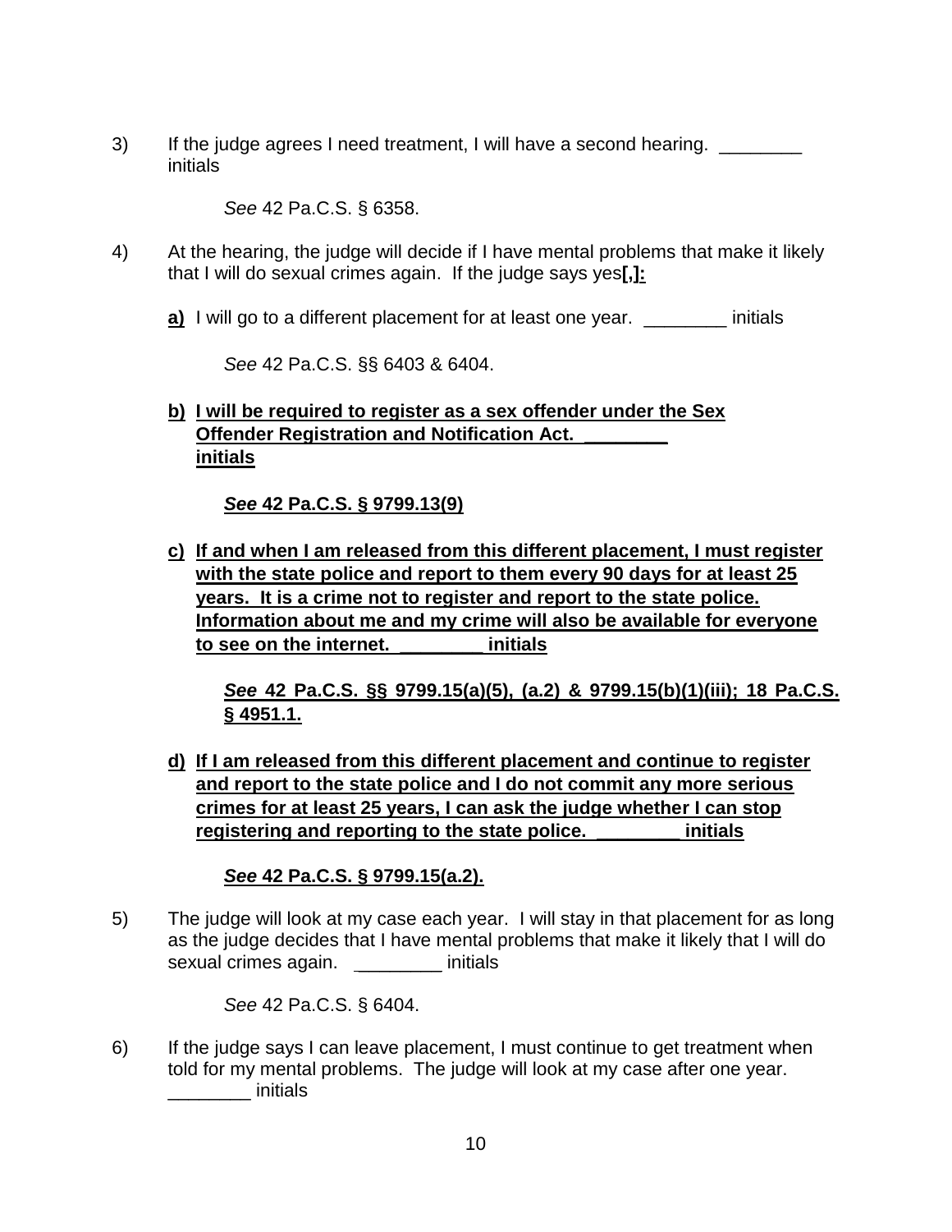3) If the judge agrees I need treatment, I will have a second hearing. ________ initials

   *See* 42 Pa.C.S. § 6358.

4) At the hearing, the judge will decide if I have mental problems that make it likely that I will do sexual crimes again. If the judge says yes**[,]:**

   **a)** I will go to a different placement for at least one year. ________ initials

   *See* 42 Pa.C.S. §§ 6403 & 6404.

   **b) I will be required to register as a sex offender under the Sex Offender Registration and Notification Act. ________ initials**

   ***See* 42 Pa.C.S. § 9799.13(9)**

   **c) If and when I am released from this different placement, I must register with the state police and report to them every 90 days for at least 25 years. It is a crime not to register and report to the state police. Information about me and my crime will also be available for everyone to see on the internet. ________ initials**

   ***See* 42 Pa.C.S. §§ 9799.15(a)(5), (a.2) & 9799.15(b)(1)(iii); 18 Pa.C.S. § 4951.1.**

   **d) If I am released from this different placement and continue to register and report to the state police and I do not commit any more serious crimes for at least 25 years, I can ask the judge whether I can stop registering and reporting to the state police. ________ initials**

   ***See* 42 Pa.C.S. § 9799.15(a.2).**

5) The judge will look at my case each year. I will stay in that placement for as long as the judge decides that I have mental problems that make it likely that I will do sexual crimes again. ________ initials

   *See* 42 Pa.C.S. § 6404.

6) If the judge says I can leave placement, I must continue to get treatment when told for my mental problems. The judge will look at my case after one year. ________ initials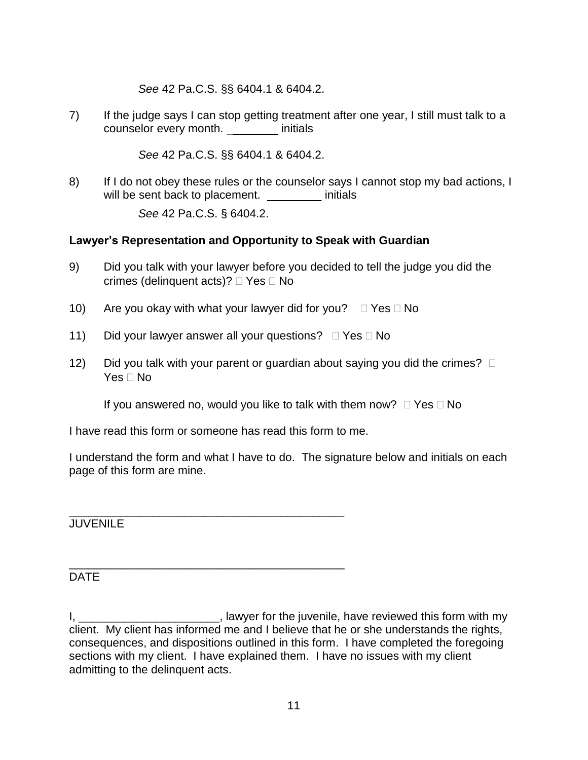*See* 42 Pa.C.S. §§ 6404.1 & 6404.2.

7) If the judge says I can stop getting treatment after one year, I still must talk to a counselor every month. ________ initials

*See* 42 Pa.C.S. §§ 6404.1 & 6404.2.

8) If I do not obey these rules or the counselor says I cannot stop my bad actions, I will be sent back to placement. ________ initials

*See* 42 Pa.C.S. § 6404.2.

**Lawyer's Representation and Opportunity to Speak with Guardian**

9) Did you talk with your lawyer before you decided to tell the judge you did the crimes (delinquent acts)? ☐ Yes ☐ No

10) Are you okay with what your lawyer did for you? ☐ Yes ☐ No

11) Did your lawyer answer all your questions? ☐ Yes ☐ No

12) Did you talk with your parent or guardian about saying you did the crimes? ☐ Yes ☐ No

If you answered no, would you like to talk with them now? ☐ Yes ☐ No

I have read this form or someone has read this form to me.

I understand the form and what I have to do. The signature below and initials on each page of this form are mine.

____________________________________________
JUVENILE

____________________________________________
DATE

I, ______________________, lawyer for the juvenile, have reviewed this form with my client. My client has informed me and I believe that he or she understands the rights, consequences, and dispositions outlined in this form. I have completed the foregoing sections with my client. I have explained them. I have no issues with my client admitting to the delinquent acts.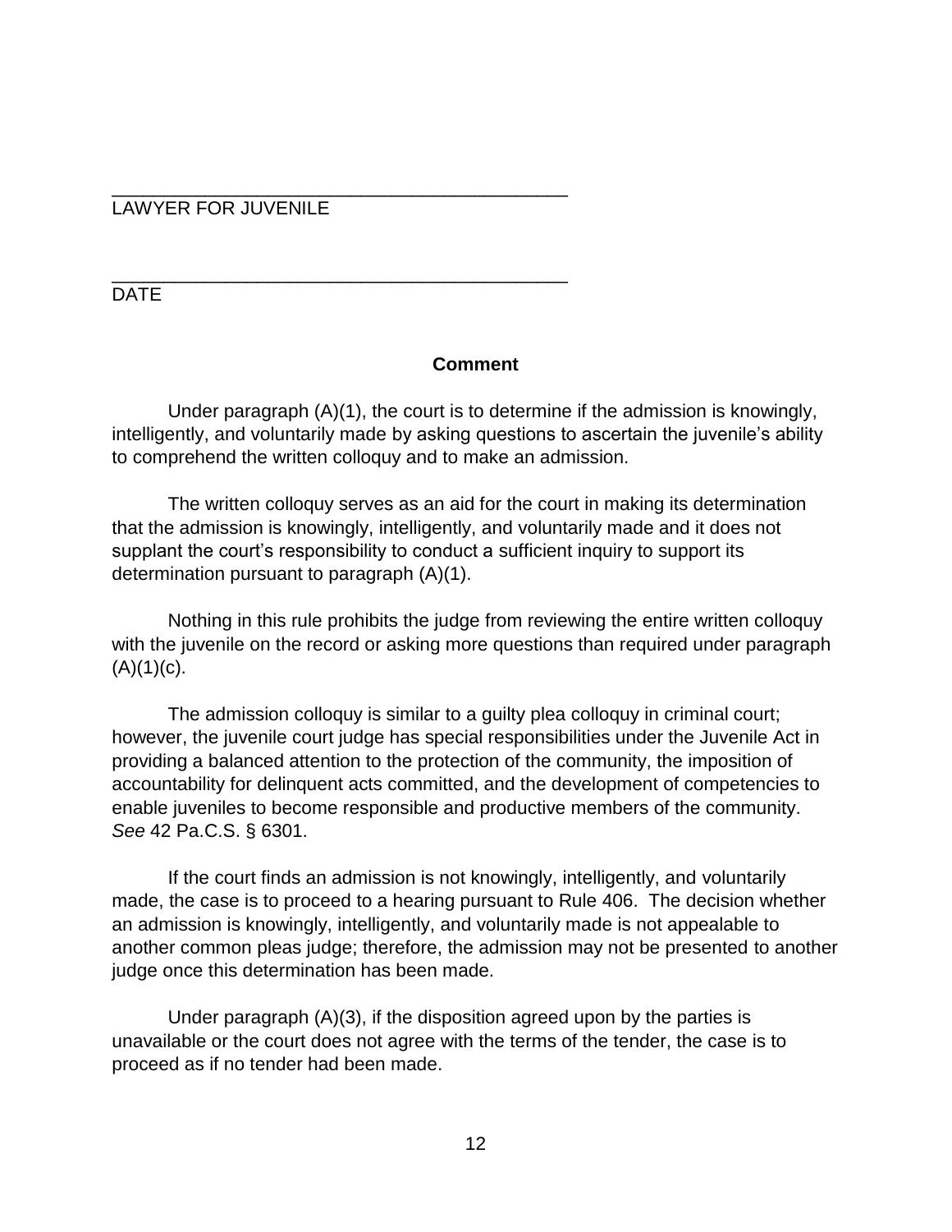\_\_\_\_\_\_\_\_\_\_\_\_\_\_\_\_\_\_\_\_\_\_\_\_\_\_\_\_\_\_\_\_\_\_\_\_\_\_\_\_\_\_\_\_
LAWYER FOR JUVENILE

\_\_\_\_\_\_\_\_\_\_\_\_\_\_\_\_\_\_\_\_\_\_\_\_\_\_\_\_\_\_\_\_\_\_\_\_\_\_\_\_\_\_\_\_
DATE

**Comment**

Under paragraph (A)(1), the court is to determine if the admission is knowingly, intelligently, and voluntarily made by asking questions to ascertain the juvenile's ability to comprehend the written colloquy and to make an admission.

The written colloquy serves as an aid for the court in making its determination that the admission is knowingly, intelligently, and voluntarily made and it does not supplant the court's responsibility to conduct a sufficient inquiry to support its determination pursuant to paragraph (A)(1).

Nothing in this rule prohibits the judge from reviewing the entire written colloquy with the juvenile on the record or asking more questions than required under paragraph (A)(1)(c).

The admission colloquy is similar to a guilty plea colloquy in criminal court; however, the juvenile court judge has special responsibilities under the Juvenile Act in providing a balanced attention to the protection of the community, the imposition of accountability for delinquent acts committed, and the development of competencies to enable juveniles to become responsible and productive members of the community. *See* 42 Pa.C.S. § 6301.

If the court finds an admission is not knowingly, intelligently, and voluntarily made, the case is to proceed to a hearing pursuant to Rule 406. The decision whether an admission is knowingly, intelligently, and voluntarily made is not appealable to another common pleas judge; therefore, the admission may not be presented to another judge once this determination has been made.

Under paragraph (A)(3), if the disposition agreed upon by the parties is unavailable or the court does not agree with the terms of the tender, the case is to proceed as if no tender had been made.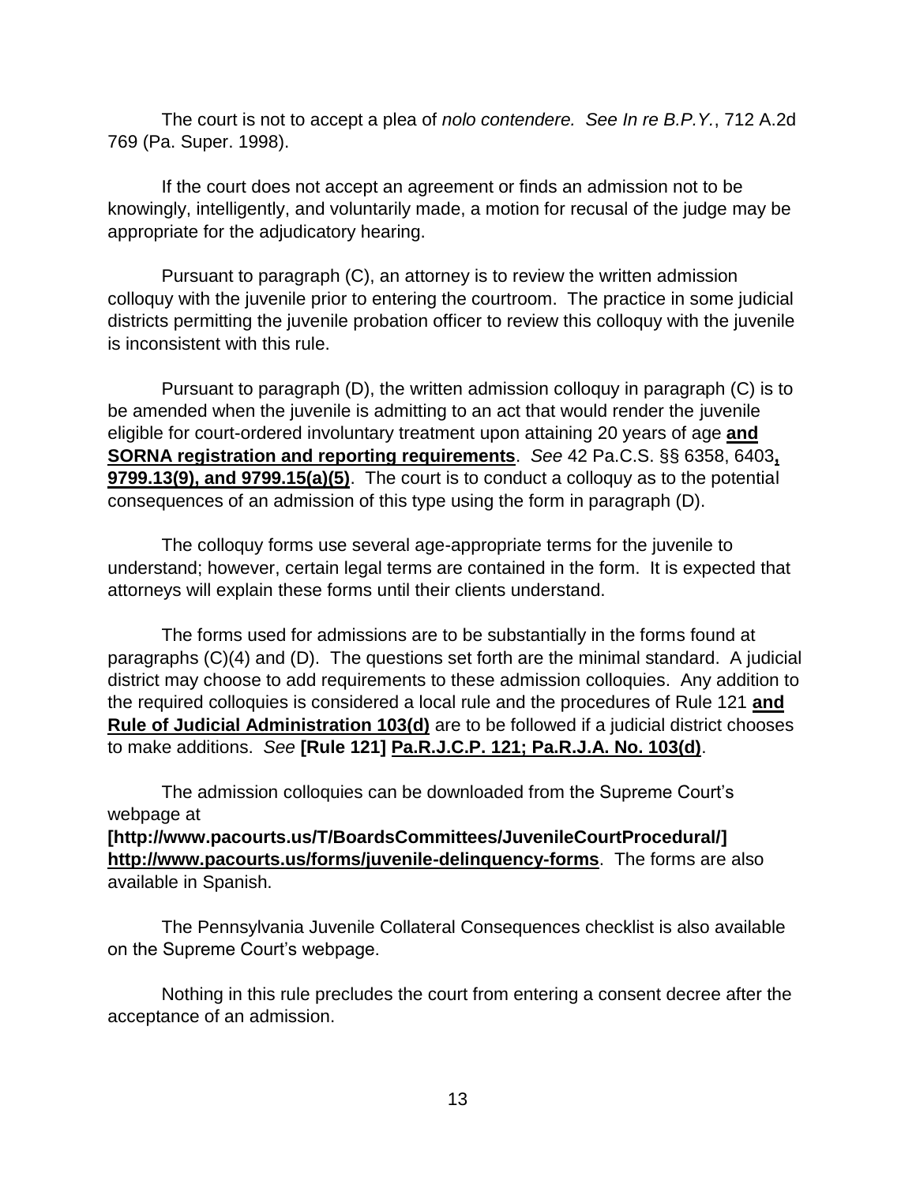The court is not to accept a plea of *nolo contendere. See In re B.P.Y.*, 712 A.2d 769 (Pa. Super. 1998).

If the court does not accept an agreement or finds an admission not to be knowingly, intelligently, and voluntarily made, a motion for recusal of the judge may be appropriate for the adjudicatory hearing.

Pursuant to paragraph (C), an attorney is to review the written admission colloquy with the juvenile prior to entering the courtroom. The practice in some judicial districts permitting the juvenile probation officer to review this colloquy with the juvenile is inconsistent with this rule.

Pursuant to paragraph (D), the written admission colloquy in paragraph (C) is to be amended when the juvenile is admitting to an act that would render the juvenile eligible for court-ordered involuntary treatment upon attaining 20 years of age **and SORNA registration and reporting requirements**. *See* 42 Pa.C.S. §§ 6358, 6403**, 9799.13(9), and 9799.15(a)(5)**. The court is to conduct a colloquy as to the potential consequences of an admission of this type using the form in paragraph (D).

The colloquy forms use several age-appropriate terms for the juvenile to understand; however, certain legal terms are contained in the form. It is expected that attorneys will explain these forms until their clients understand.

The forms used for admissions are to be substantially in the forms found at paragraphs (C)(4) and (D). The questions set forth are the minimal standard. A judicial district may choose to add requirements to these admission colloquies. Any addition to the required colloquies is considered a local rule and the procedures of Rule 121 **and Rule of Judicial Administration 103(d)** are to be followed if a judicial district chooses to make additions. *See* **[Rule 121] Pa.R.J.C.P. 121; Pa.R.J.A. No. 103(d)**.

The admission colloquies can be downloaded from the Supreme Court's webpage at **[http://www.pacourts.us/T/BoardsCommittees/JuvenileCourtProcedural/] http://www.pacourts.us/forms/juvenile-delinquency-forms**. The forms are also available in Spanish.

The Pennsylvania Juvenile Collateral Consequences checklist is also available on the Supreme Court's webpage.

Nothing in this rule precludes the court from entering a consent decree after the acceptance of an admission.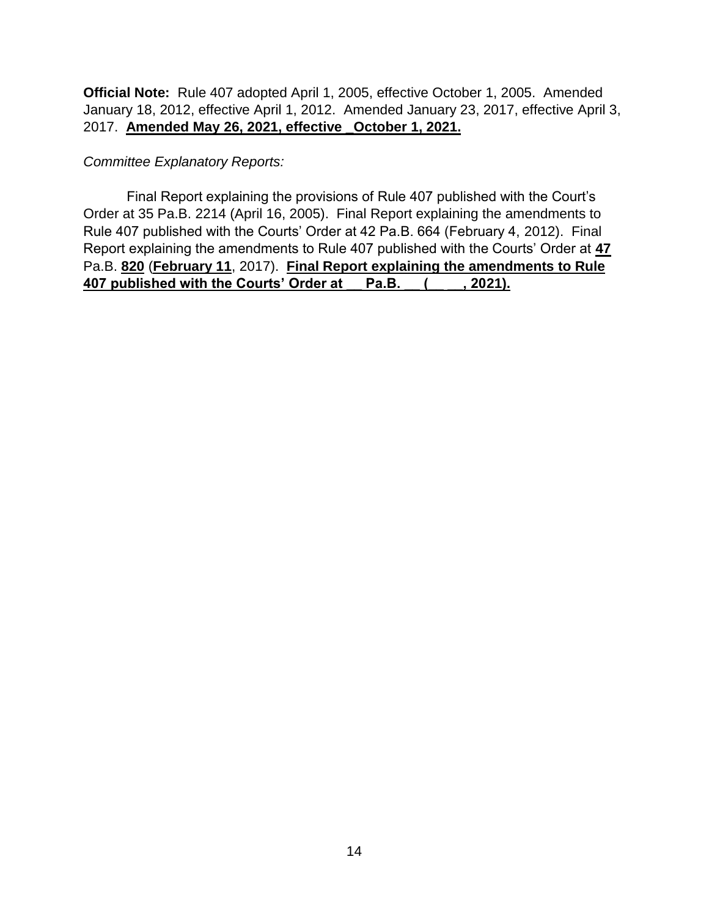**Official Note:** Rule 407 adopted April 1, 2005, effective October 1, 2005. Amended January 18, 2012, effective April 1, 2012. Amended January 23, 2017, effective April 3, 2017. **Amended May 26, 2021, effective _October 1, 2021.**

*Committee Explanatory Reports:*

Final Report explaining the provisions of Rule 407 published with the Court's Order at 35 Pa.B. 2214 (April 16, 2005). Final Report explaining the amendments to Rule 407 published with the Courts' Order at 42 Pa.B. 664 (February 4, 2012). Final Report explaining the amendments to Rule 407 published with the Courts' Order at **47** Pa.B. **820** (**February 11**, 2017). **Final Report explaining the amendments to Rule 407 published with the Courts' Order at __ Pa.B. __ (__ __, 2021).**